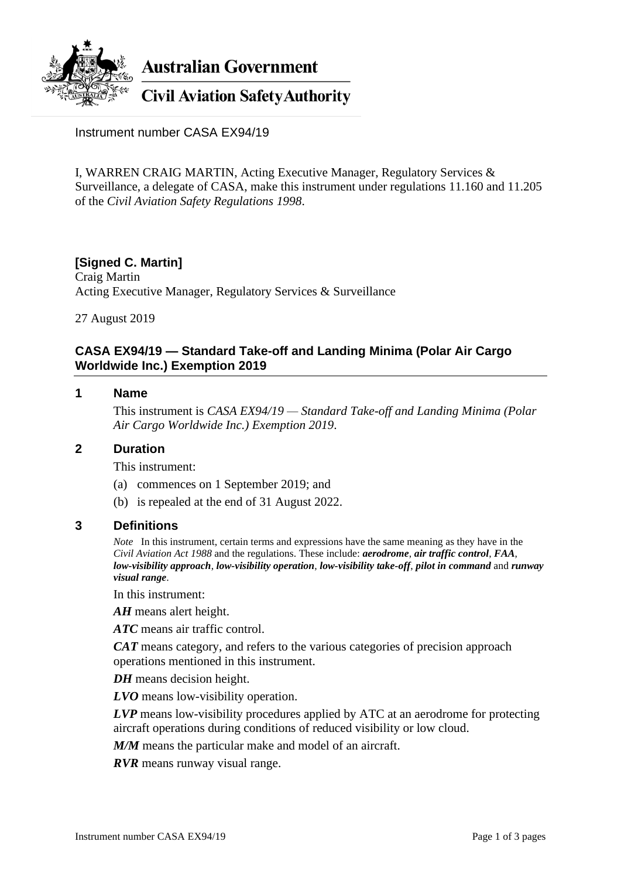Australian Government

Civil Aviation Safety Authority

Instrument number CASA EX94/19

I, WARREN CRAIG MARTIN, Acting Executive Manager, Regulatory Services & Surveillance, a delegate of CASA, make this instrument under regulations 11.160 and 11.205 of the *Civil Aviation Safety Regulations 1998*.

**[Signed C. Martin]**
Craig Martin
Acting Executive Manager, Regulatory Services & Surveillance

27 August 2019

## CASA EX94/19 — Standard Take-off and Landing Minima (Polar Air Cargo Worldwide Inc.) Exemption 2019

### 1 Name

This instrument is *CASA EX94/19 — Standard Take-off and Landing Minima (Polar Air Cargo Worldwide Inc.) Exemption 2019*.

### 2 Duration

This instrument:

(a) commences on 1 September 2019; and

(b) is repealed at the end of 31 August 2022.

### 3 Definitions

*Note* In this instrument, certain terms and expressions have the same meaning as they have in the *Civil Aviation Act 1988* and the regulations. These include: ***aerodrome***, ***air traffic control***, ***FAA***, ***low-visibility approach***, ***low-visibility operation***, ***low-visibility take-off***, ***pilot in command*** and ***runway visual range***.

In this instrument:

***AH*** means alert height.

***ATC*** means air traffic control.

***CAT*** means category, and refers to the various categories of precision approach operations mentioned in this instrument.

***DH*** means decision height.

***LVO*** means low-visibility operation.

***LVP*** means low-visibility procedures applied by ATC at an aerodrome for protecting aircraft operations during conditions of reduced visibility or low cloud.

***M/M*** means the particular make and model of an aircraft.

***RVR*** means runway visual range.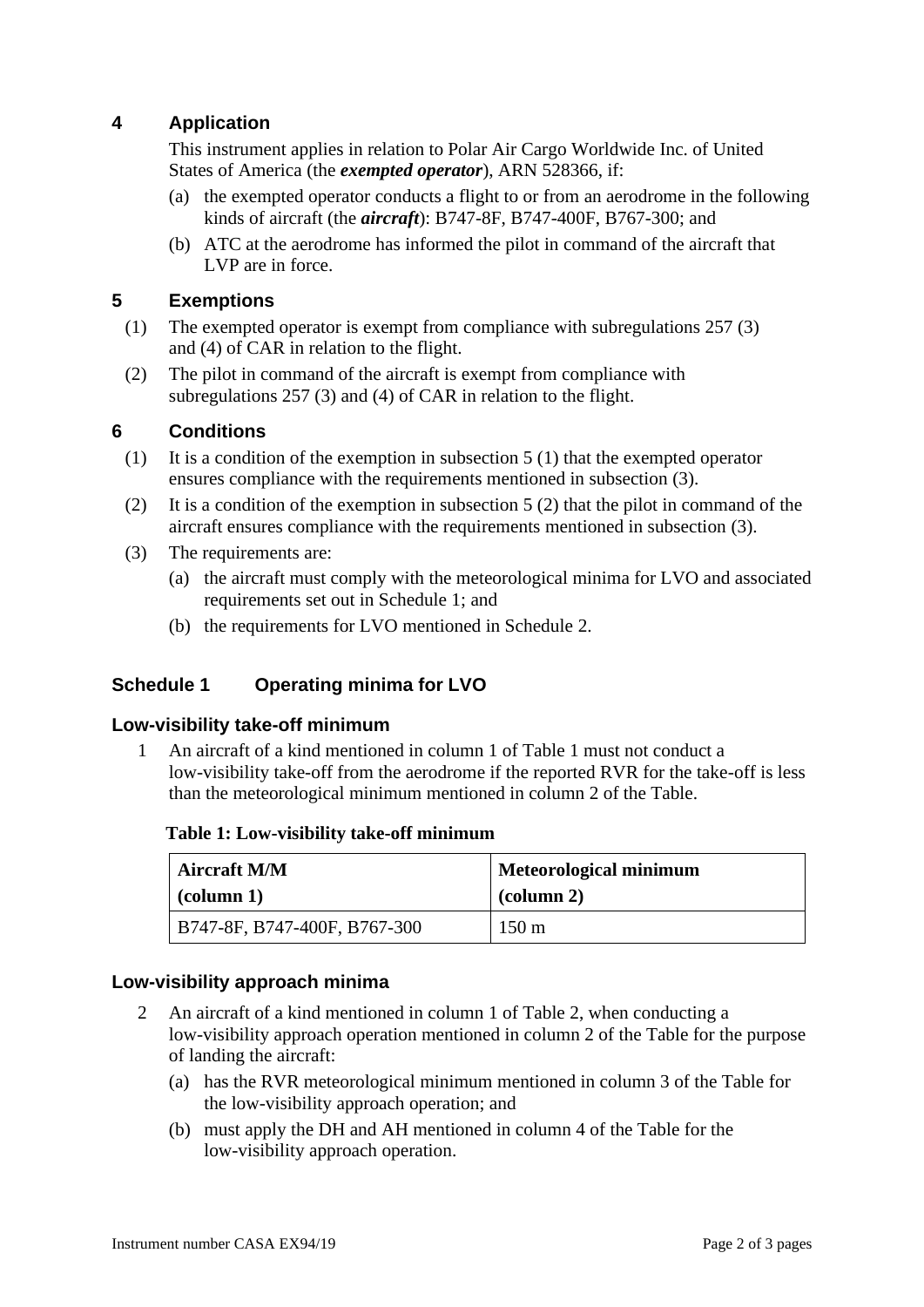## 4 Application

This instrument applies in relation to Polar Air Cargo Worldwide Inc. of United States of America (the ***exempted operator***), ARN 528366, if:

(a) the exempted operator conducts a flight to or from an aerodrome in the following kinds of aircraft (the ***aircraft***): B747-8F, B747-400F, B767-300; and

(b) ATC at the aerodrome has informed the pilot in command of the aircraft that LVP are in force.

## 5 Exemptions

(1) The exempted operator is exempt from compliance with subregulations 257 (3) and (4) of CAR in relation to the flight.

(2) The pilot in command of the aircraft is exempt from compliance with subregulations 257 (3) and (4) of CAR in relation to the flight.

## 6 Conditions

(1) It is a condition of the exemption in subsection 5 (1) that the exempted operator ensures compliance with the requirements mentioned in subsection (3).

(2) It is a condition of the exemption in subsection 5 (2) that the pilot in command of the aircraft ensures compliance with the requirements mentioned in subsection (3).

(3) The requirements are:

(a) the aircraft must comply with the meteorological minima for LVO and associated requirements set out in Schedule 1; and

(b) the requirements for LVO mentioned in Schedule 2.

## Schedule 1 Operating minima for LVO

### Low-visibility take-off minimum

1 An aircraft of a kind mentioned in column 1 of Table 1 must not conduct a low-visibility take-off from the aerodrome if the reported RVR for the take-off is less than the meteorological minimum mentioned in column 2 of the Table.

**Table 1: Low-visibility take-off minimum**

| Aircraft M/M (column 1) | Meteorological minimum (column 2) |
|---|---|
| B747-8F, B747-400F, B767-300 | 150 m |

### Low-visibility approach minima

2 An aircraft of a kind mentioned in column 1 of Table 2, when conducting a low-visibility approach operation mentioned in column 2 of the Table for the purpose of landing the aircraft:

(a) has the RVR meteorological minimum mentioned in column 3 of the Table for the low-visibility approach operation; and

(b) must apply the DH and AH mentioned in column 4 of the Table for the low-visibility approach operation.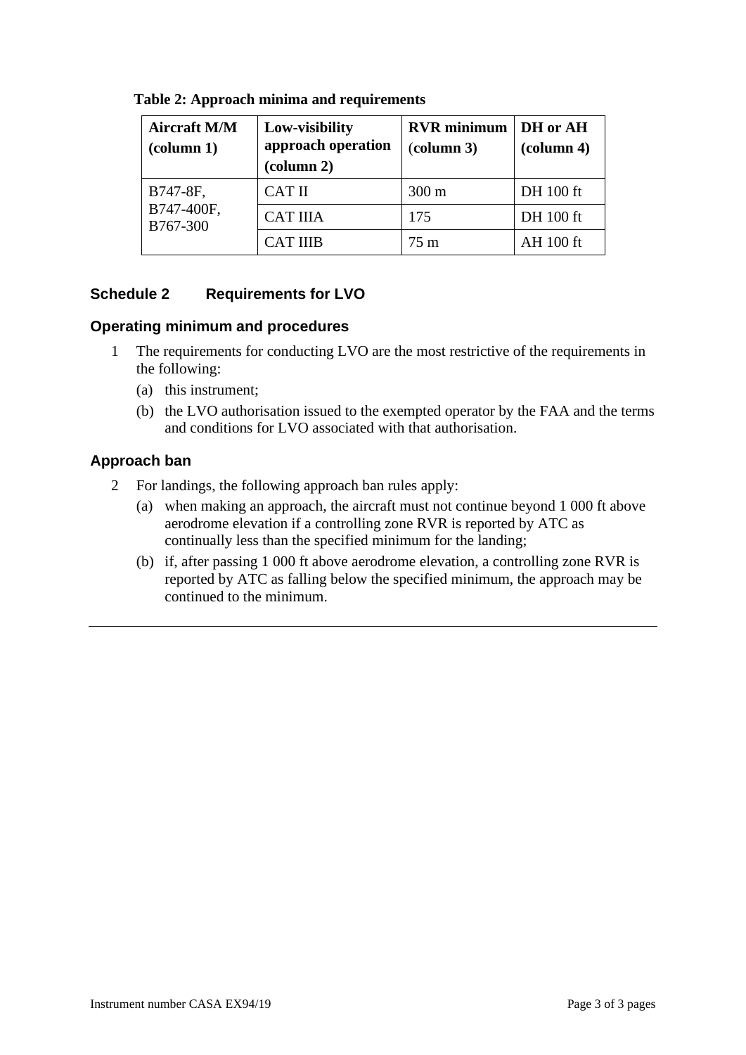**Table 2: Approach minima and requirements**

| Aircraft M/M (column 1) | Low-visibility approach operation (column 2) | RVR minimum (column 3) | DH or AH (column 4) |
|---|---|---|---|
| B747-8F, B747-400F, B767-300 | CAT II | 300 m | DH 100 ft |
| | CAT IIIA | 175 | DH 100 ft |
| | CAT IIIB | 75 m | AH 100 ft |

## Schedule 2 Requirements for LVO

### Operating minimum and procedures

1 The requirements for conducting LVO are the most restrictive of the requirements in the following:

(a) this instrument;

(b) the LVO authorisation issued to the exempted operator by the FAA and the terms and conditions for LVO associated with that authorisation.

### Approach ban

2 For landings, the following approach ban rules apply:

(a) when making an approach, the aircraft must not continue beyond 1 000 ft above aerodrome elevation if a controlling zone RVR is reported by ATC as continually less than the specified minimum for the landing;

(b) if, after passing 1 000 ft above aerodrome elevation, a controlling zone RVR is reported by ATC as falling below the specified minimum, the approach may be continued to the minimum.

---

Instrument number CASA EX94/19